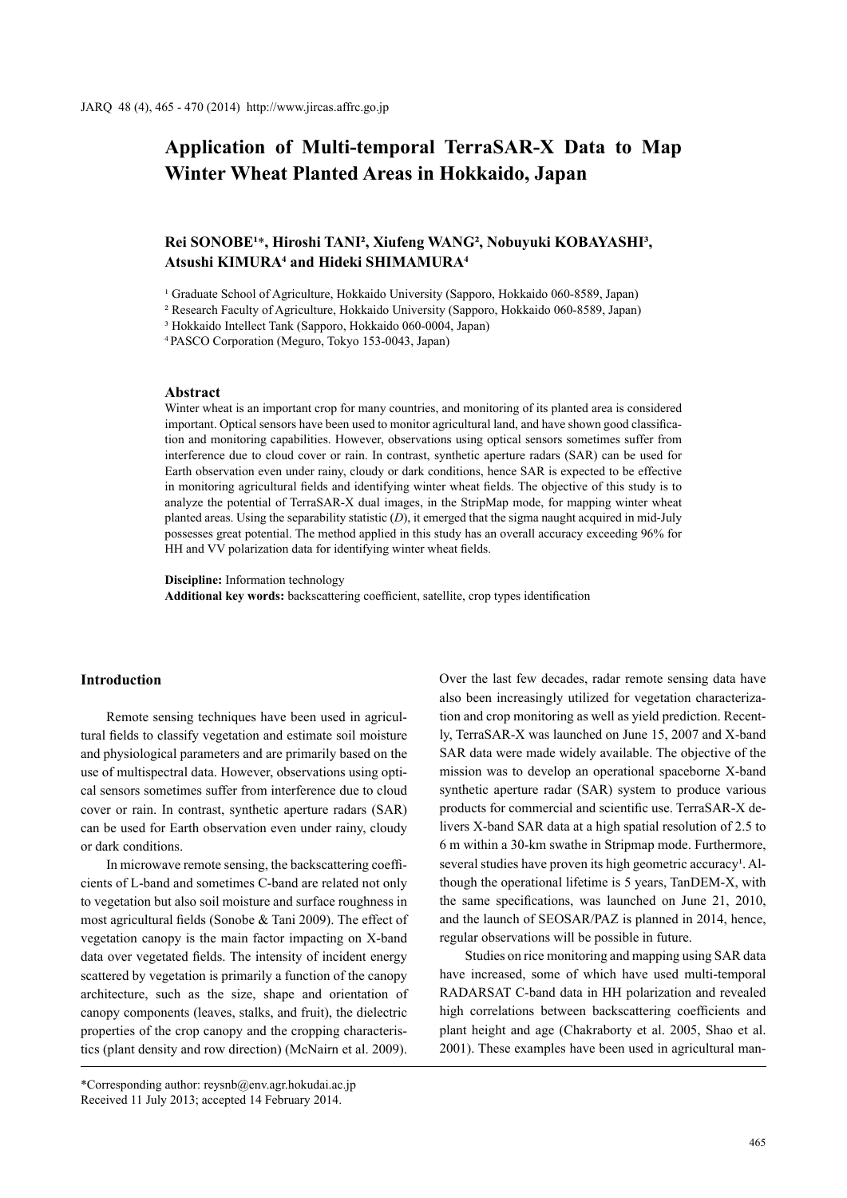# Application of Multi-temporal TerraSAR-X Data to Map Winter Wheat Planted Areas in Hokkaido, Japan

**Rei SONOBE[1]\*, Hiroshi TANI[2], Xiufeng WANG[2], Nobuyuki KOBAYASHI[3], Atsushi KIMURA[4] and Hideki SHIMAMURA[4]**

[1] Graduate School of Agriculture, Hokkaido University (Sapporo, Hokkaido 060-8589, Japan)
[2] Research Faculty of Agriculture, Hokkaido University (Sapporo, Hokkaido 060-8589, Japan)
[3] Hokkaido Intellect Tank (Sapporo, Hokkaido 060-0004, Japan)
[4] PASCO Corporation (Meguro, Tokyo 153-0043, Japan)

### Abstract

Winter wheat is an important crop for many countries, and monitoring of its planted area is considered important. Optical sensors have been used to monitor agricultural land, and have shown good classification and monitoring capabilities. However, observations using optical sensors sometimes suffer from interference due to cloud cover or rain. In contrast, synthetic aperture radars (SAR) can be used for Earth observation even under rainy, cloudy or dark conditions, hence SAR is expected to be effective in monitoring agricultural fields and identifying winter wheat fields. The objective of this study is to analyze the potential of TerraSAR-X dual images, in the StripMap mode, for mapping winter wheat planted areas. Using the separability statistic ($D$), it emerged that the sigma naught acquired in mid-July possesses great potential. The method applied in this study has an overall accuracy exceeding 96% for HH and VV polarization data for identifying winter wheat fields.

**Discipline:** Information technology
**Additional key words:** backscattering coefficient, satellite, crop types identification

## Introduction

Remote sensing techniques have been used in agricultural fields to classify vegetation and estimate soil moisture and physiological parameters and are primarily based on the use of multispectral data. However, observations using optical sensors sometimes suffer from interference due to cloud cover or rain. In contrast, synthetic aperture radars (SAR) can be used for Earth observation even under rainy, cloudy or dark conditions.

In microwave remote sensing, the backscattering coefficients of L-band and sometimes C-band are related not only to vegetation but also soil moisture and surface roughness in most agricultural fields (Sonobe & Tani 2009). The effect of vegetation canopy is the main factor impacting on X-band data over vegetated fields. The intensity of incident energy scattered by vegetation is primarily a function of the canopy architecture, such as the size, shape and orientation of canopy components (leaves, stalks, and fruit), the dielectric properties of the crop canopy and the cropping characteristics (plant density and row direction) (McNairn et al. 2009). Over the last few decades, radar remote sensing data have also been increasingly utilized for vegetation characterization and crop monitoring as well as yield prediction. Recently, TerraSAR-X was launched on June 15, 2007 and X-band SAR data were made widely available. The objective of the mission was to develop an operational spaceborne X-band synthetic aperture radar (SAR) system to produce various products for commercial and scientific use. TerraSAR-X delivers X-band SAR data at a high spatial resolution of 2.5 to 6 m within a 30-km swathe in Stripmap mode. Furthermore, several studies have proven its high geometric accuracy[1]. Although the operational lifetime is 5 years, TanDEM-X, with the same specifications, was launched on June 21, 2010, and the launch of SEOSAR/PAZ is planned in 2014, hence, regular observations will be possible in future.

Studies on rice monitoring and mapping using SAR data have increased, some of which have used multi-temporal RADARSAT C-band data in HH polarization and revealed high correlations between backscattering coefficients and plant height and age (Chakraborty et al. 2005, Shao et al. 2001). These examples have been used in agricultural man-

\*Corresponding author: reysnb@env.agr.hokudai.ac.jp
Received 11 July 2013; accepted 14 February 2014.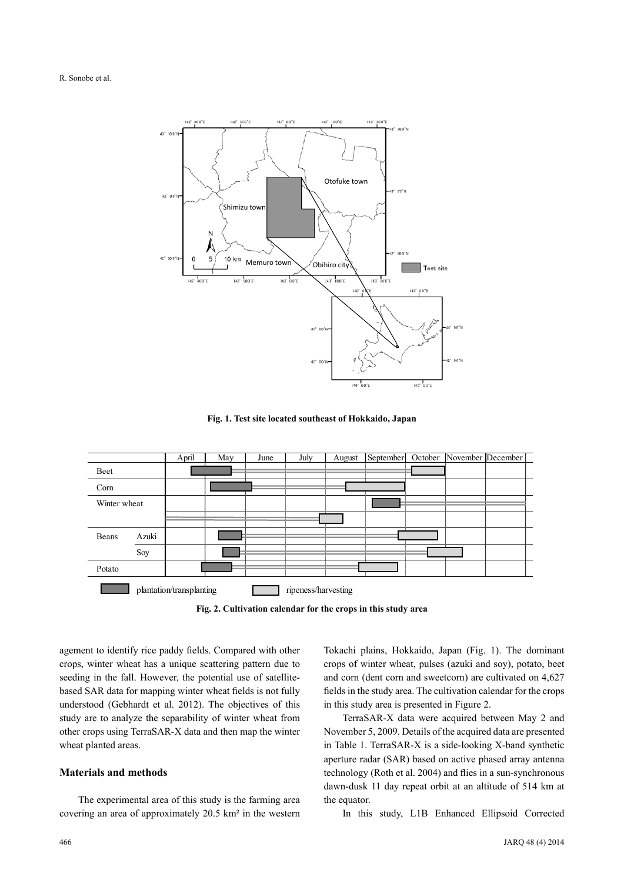Fig. 1. Test site located southeast of Hokkaido, Japan

Fig. 2. Cultivation calendar for the crops in this study area

agement to identify rice paddy fields. Compared with other crops, winter wheat has a unique scattering pattern due to seeding in the fall. However, the potential use of satellite-based SAR data for mapping winter wheat fields is not fully understood (Gebhardt et al. 2012). The objectives of this study are to analyze the separability of winter wheat from other crops using TerraSAR-X data and then map the winter wheat planted areas.

## Materials and methods

The experimental area of this study is the farming area covering an area of approximately 20.5 km² in the western Tokachi plains, Hokkaido, Japan (Fig. 1). The dominant crops of winter wheat, pulses (azuki and soy), potato, beet and corn (dent corn and sweetcorn) are cultivated on 4,627 fields in the study area. The cultivation calendar for the crops in this study area is presented in Figure 2.

TerraSAR-X data were acquired between May 2 and November 5, 2009. Details of the acquired data are presented in Table 1. TerraSAR-X is a side-looking X-band synthetic aperture radar (SAR) based on active phased array antenna technology (Roth et al. 2004) and flies in a sun-synchronous dawn-dusk 11 day repeat orbit at an altitude of 514 km at the equator.

In this study, L1B Enhanced Ellipsoid Corrected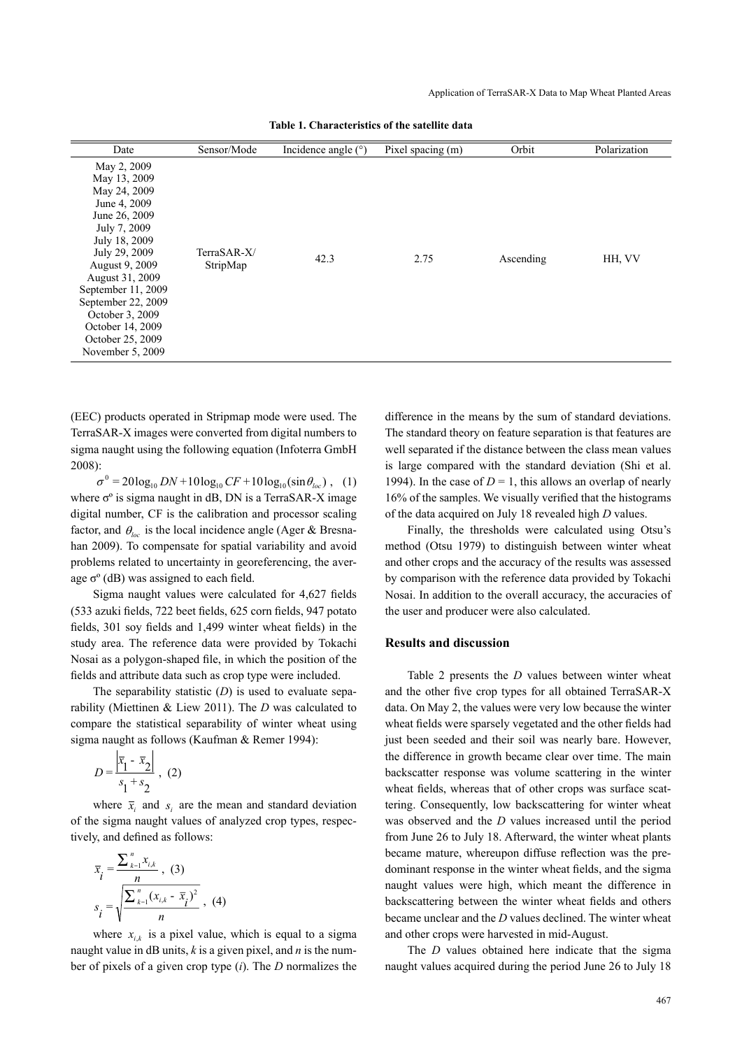**Table 1. Characteristics of the satellite data**

| Date | Sensor/Mode | Incidence angle (°) | Pixel spacing (m) | Orbit | Polarization |
|---|---|---|---|---|---|
| May 2, 2009<br>May 13, 2009<br>May 24, 2009<br>June 4, 2009<br>June 26, 2009<br>July 7, 2009<br>July 18, 2009<br>July 29, 2009<br>August 9, 2009<br>August 31, 2009<br>September 11, 2009<br>September 22, 2009<br>October 3, 2009<br>October 14, 2009<br>October 25, 2009<br>November 5, 2009 | TerraSAR-X/ StripMap | 42.3 | 2.75 | Ascending | HH, VV |

(EEC) products operated in Stripmap mode were used. The TerraSAR-X images were converted from digital numbers to sigma naught using the following equation (Infoterra GmbH 2008):

$$\sigma^0 = 20\log_{10} DN + 10\log_{10} CF + 10\log_{10}(\sin\theta_{loc}) \,, \quad (1)$$

where σº is sigma naught in dB, DN is a TerraSAR-X image digital number, CF is the calibration and processor scaling factor, and $\theta_{loc}$ is the local incidence angle (Ager & Bresnahan 2009). To compensate for spatial variability and avoid problems related to uncertainty in georeferencing, the average σº (dB) was assigned to each field.

Sigma naught values were calculated for 4,627 fields (533 azuki fields, 722 beet fields, 625 corn fields, 947 potato fields, 301 soy fields and 1,499 winter wheat fields) in the study area. The reference data were provided by Tokachi Nosai as a polygon-shaped file, in which the position of the fields and attribute data such as crop type were included.

The separability statistic (*D*) is used to evaluate separability (Miettinen & Liew 2011). The *D* was calculated to compare the statistical separability of winter wheat using sigma naught as follows (Kaufman & Remer 1994):

$$D = \frac{\left|\bar{x}_1 - \bar{x}_2\right|}{s_1 + s_2} \,, \quad (2)$$

where $\bar{x}_i$ and $s_i$ are the mean and standard deviation of the sigma naught values of analyzed crop types, respectively, and defined as follows:

$$\bar{x}_i = \frac{\sum_{k=1}^{n} x_{i,k}}{n} \,, \quad (3)$$

$$s_i = \sqrt{\frac{\sum_{k=1}^{n} (x_{i,k} - \bar{x}_i)^2}{n}} \,, \quad (4)$$

where $x_{i,k}$ is a pixel value, which is equal to a sigma naught value in dB units, *k* is a given pixel, and *n* is the number of pixels of a given crop type (*i*). The *D* normalizes the difference in the means by the sum of standard deviations. The standard theory on feature separation is that features are well separated if the distance between the class mean values is large compared with the standard deviation (Shi et al. 1994). In the case of *D* = 1, this allows an overlap of nearly 16% of the samples. We visually verified that the histograms of the data acquired on July 18 revealed high *D* values.

Finally, the thresholds were calculated using Otsu's method (Otsu 1979) to distinguish between winter wheat and other crops and the accuracy of the results was assessed by comparison with the reference data provided by Tokachi Nosai. In addition to the overall accuracy, the accuracies of the user and producer were also calculated.

## Results and discussion

Table 2 presents the *D* values between winter wheat and the other five crop types for all obtained TerraSAR-X data. On May 2, the values were very low because the winter wheat fields were sparsely vegetated and the other fields had just been seeded and their soil was nearly bare. However, the difference in growth became clear over time. The main backscatter response was volume scattering in the winter wheat fields, whereas that of other crops was surface scattering. Consequently, low backscattering for winter wheat was observed and the *D* values increased until the period from June 26 to July 18. Afterward, the winter wheat plants became mature, whereupon diffuse reflection was the predominant response in the winter wheat fields, and the sigma naught values were high, which meant the difference in backscattering between the winter wheat fields and others became unclear and the *D* values declined. The winter wheat and other crops were harvested in mid-August.

The *D* values obtained here indicate that the sigma naught values acquired during the period June 26 to July 18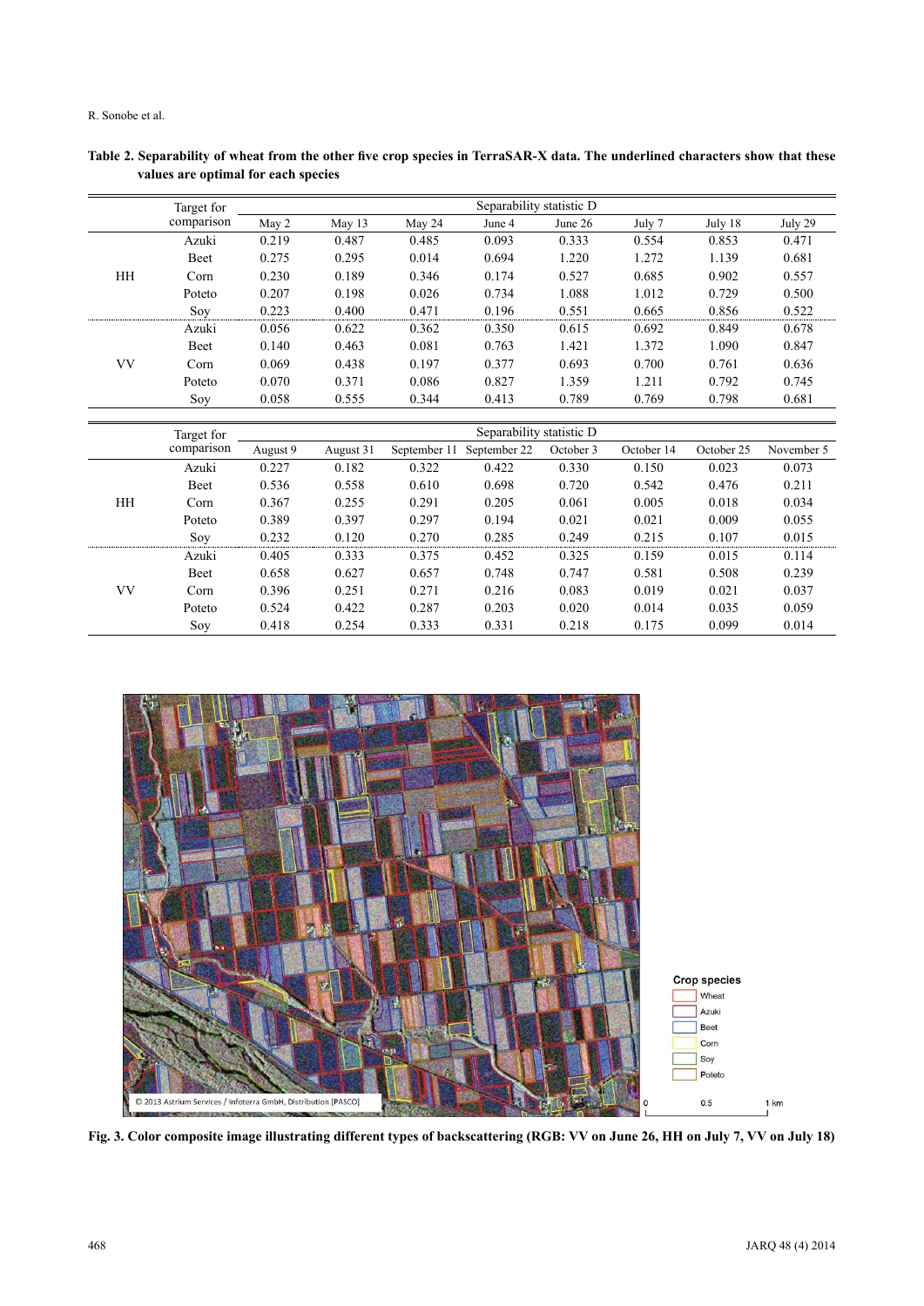**Table 2. Separability of wheat from the other five crop species in TerraSAR-X data. The underlined characters show that these values are optimal for each species**

| | Target for comparison | Separability statistic D | | | | | | | |
|---|---|---|---|---|---|---|---|---|---|
| | | May 2 | May 13 | May 24 | June 4 | June 26 | July 7 | July 18 | July 29 |
| HH | Azuki | 0.219 | 0.487 | 0.485 | 0.093 | 0.333 | 0.554 | 0.853 | 0.471 |
| | Beet | 0.275 | 0.295 | 0.014 | 0.694 | 1.220 | 1.272 | 1.139 | 0.681 |
| | Corn | 0.230 | 0.189 | 0.346 | 0.174 | 0.527 | 0.685 | 0.902 | 0.557 |
| | Poteto | 0.207 | 0.198 | 0.026 | 0.734 | 1.088 | 1.012 | 0.729 | 0.500 |
| | Soy | 0.223 | 0.400 | 0.471 | 0.196 | 0.551 | 0.665 | 0.856 | 0.522 |
| VV | Azuki | 0.056 | 0.622 | 0.362 | 0.350 | 0.615 | 0.692 | 0.849 | 0.678 |
| | Beet | 0.140 | 0.463 | 0.081 | 0.763 | 1.421 | 1.372 | 1.090 | 0.847 |
| | Corn | 0.069 | 0.438 | 0.197 | 0.377 | 0.693 | 0.700 | 0.761 | 0.636 |
| | Poteto | 0.070 | 0.371 | 0.086 | 0.827 | 1.359 | 1.211 | 0.792 | 0.745 |
| | Soy | 0.058 | 0.555 | 0.344 | 0.413 | 0.789 | 0.769 | 0.798 | 0.681 |

| | Target for comparison | Separability statistic D | | | | | | | |
|---|---|---|---|---|---|---|---|---|---|
| | | August 9 | August 31 | September 11 | September 22 | October 3 | October 14 | October 25 | November 5 |
| HH | Azuki | 0.227 | 0.182 | 0.322 | 0.422 | 0.330 | 0.150 | 0.023 | 0.073 |
| | Beet | 0.536 | 0.558 | 0.610 | 0.698 | 0.720 | 0.542 | 0.476 | 0.211 |
| | Corn | 0.367 | 0.255 | 0.291 | 0.205 | 0.061 | 0.005 | 0.018 | 0.034 |
| | Poteto | 0.389 | 0.397 | 0.297 | 0.194 | 0.021 | 0.021 | 0.009 | 0.055 |
| | Soy | 0.232 | 0.120 | 0.270 | 0.285 | 0.249 | 0.215 | 0.107 | 0.015 |
| VV | Azuki | 0.405 | 0.333 | 0.375 | 0.452 | 0.325 | 0.159 | 0.015 | 0.114 |
| | Beet | 0.658 | 0.627 | 0.657 | 0.748 | 0.747 | 0.581 | 0.508 | 0.239 |
| | Corn | 0.396 | 0.251 | 0.271 | 0.216 | 0.083 | 0.019 | 0.021 | 0.037 |
| | Poteto | 0.524 | 0.422 | 0.287 | 0.203 | 0.020 | 0.014 | 0.035 | 0.059 |
| | Soy | 0.418 | 0.254 | 0.333 | 0.331 | 0.218 | 0.175 | 0.099 | 0.014 |

**Fig. 3. Color composite image illustrating different types of backscattering (RGB: VV on June 26, HH on July 7, VV on July 18)**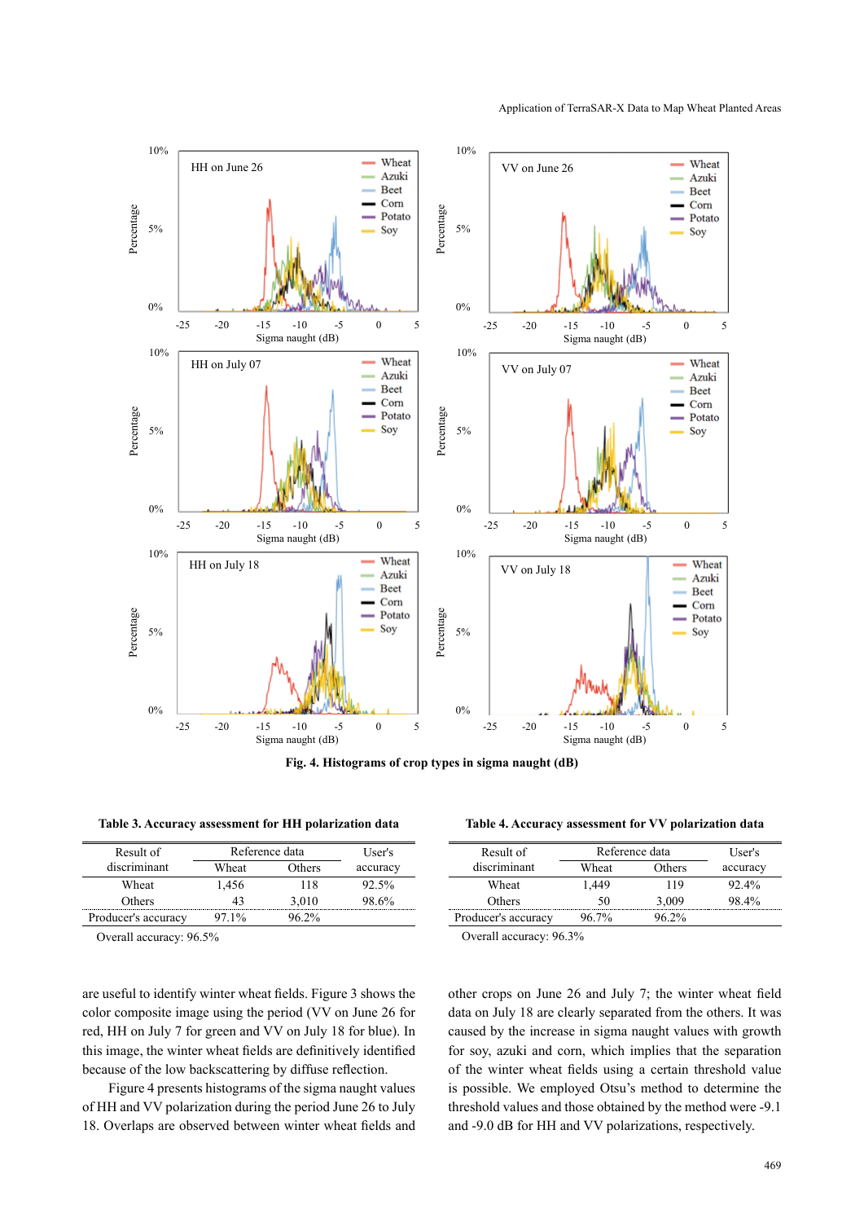Fig. 4. Histograms of crop types in sigma naught (dB)

**Table 3. Accuracy assessment for HH polarization data**

| Result of discriminant | Reference data | | User's accuracy |
|---|---|---|---|
| | Wheat | Others | |
| Wheat | 1,456 | 118 | 92.5% |
| Others | 43 | 3,010 | 98.6% |
| Producer's accuracy | 97.1% | 96.2% | |

Overall accuracy: 96.5%

**Table 4. Accuracy assessment for VV polarization data**

| Result of discriminant | Reference data | | User's accuracy |
|---|---|---|---|
| | Wheat | Others | |
| Wheat | 1,449 | 119 | 92.4% |
| Others | 50 | 3,009 | 98.4% |
| Producer's accuracy | 96.7% | 96.2% | |

Overall accuracy: 96.3%

are useful to identify winter wheat fields. Figure 3 shows the color composite image using the period (VV on June 26 for red, HH on July 7 for green and VV on July 18 for blue). In this image, the winter wheat fields are definitively identified because of the low backscattering by diffuse reflection.

Figure 4 presents histograms of the sigma naught values of HH and VV polarization during the period June 26 to July 18. Overlaps are observed between winter wheat fields and other crops on June 26 and July 7; the winter wheat field data on July 18 are clearly separated from the others. It was caused by the increase in sigma naught values with growth for soy, azuki and corn, which implies that the separation of the winter wheat fields using a certain threshold value is possible. We employed Otsu's method to determine the threshold values and those obtained by the method were -9.1 and -9.0 dB for HH and VV polarizations, respectively.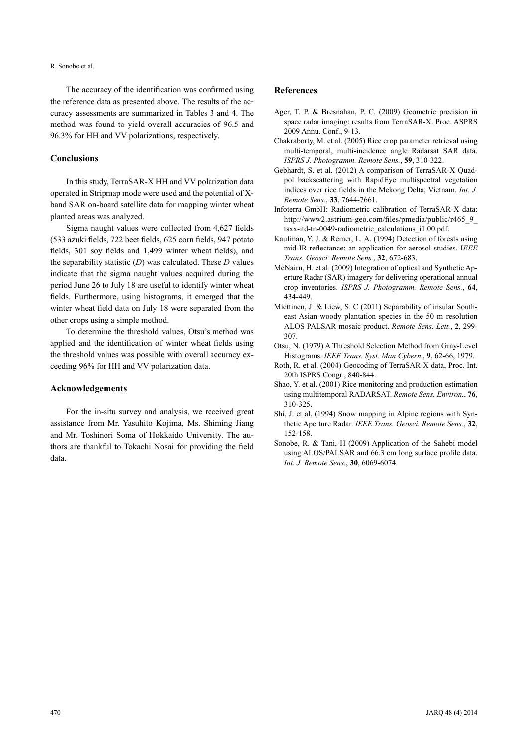The accuracy of the identification was confirmed using the reference data as presented above. The results of the accuracy assessments are summarized in Tables 3 and 4. The method was found to yield overall accuracies of 96.5 and 96.3% for HH and VV polarizations, respectively.

## Conclusions

In this study, TerraSAR-X HH and VV polarization data operated in Stripmap mode were used and the potential of X-band SAR on-board satellite data for mapping winter wheat planted areas was analyzed.

Sigma naught values were collected from 4,627 fields (533 azuki fields, 722 beet fields, 625 corn fields, 947 potato fields, 301 soy fields and 1,499 winter wheat fields), and the separability statistic ($D$) was calculated. These $D$ values indicate that the sigma naught values acquired during the period June 26 to July 18 are useful to identify winter wheat fields. Furthermore, using histograms, it emerged that the winter wheat field data on July 18 were separated from the other crops using a simple method.

To determine the threshold values, Otsu's method was applied and the identification of winter wheat fields using the threshold values was possible with overall accuracy exceeding 96% for HH and VV polarization data.

## Acknowledgements

For the in-situ survey and analysis, we received great assistance from Mr. Yasuhito Kojima, Ms. Shiming Jiang and Mr. Toshinori Soma of Hokkaido University. The authors are thankful to Tokachi Nosai for providing the field data.

## References

Ager, T. P. & Bresnahan, P. C. (2009) Geometric precision in space radar imaging: results from TerraSAR-X. Proc. ASPRS 2009 Annu. Conf., 9-13.

Chakraborty, M. et al. (2005) Rice crop parameter retrieval using multi-temporal, multi-incidence angle Radarsat SAR data. *ISPRS J. Photogramm. Remote Sens.*, **59**, 310-322.

Gebhardt, S. et al. (2012) A comparison of TerraSAR-X Quad-pol backscattering with RapidEye multispectral vegetation indices over rice fields in the Mekong Delta, Vietnam. *Int. J. Remote Sens.*, **33**, 7644-7661.

Infoterra GmbH: Radiometric calibration of TerraSAR-X data: http://www2.astrium-geo.com/files/pmedia/public/r465_9_tsxx-itd-tn-0049-radiometric_calculations_i1.00.pdf.

Kaufman, Y. J. & Remer, L. A. (1994) Detection of forests using mid-IR reflectance: an application for aerosol studies. I*EEE Trans. Geosci. Remote Sens.*, **32**, 672-683.

McNairn, H. et al. (2009) Integration of optical and Synthetic Aperture Radar (SAR) imagery for delivering operational annual crop inventories. *ISPRS J. Photogramm. Remote Sens.*, **64**, 434-449.

Miettinen, J. & Liew, S. C (2011) Separability of insular Southeast Asian woody plantation species in the 50 m resolution ALOS PALSAR mosaic product. *Remote Sens. Lett.*, **2**, 299-307.

Otsu, N. (1979) A Threshold Selection Method from Gray-Level Histograms. *IEEE Trans. Syst. Man Cybern.*, **9**, 62-66, 1979.

Roth, R. et al. (2004) Geocoding of TerraSAR-X data, Proc. Int. 20th ISPRS Congr., 840-844.

Shao, Y. et al. (2001) Rice monitoring and production estimation using multitemporal RADARSAT. *Remote Sens. Environ.*, **76**, 310-325.

Shi, J. et al. (1994) Snow mapping in Alpine regions with Synthetic Aperture Radar. *IEEE Trans. Geosci. Remote Sens.*, **32**, 152-158.

Sonobe, R. & Tani, H (2009) Application of the Sahebi model using ALOS/PALSAR and 66.3 cm long surface profile data. *Int. J. Remote Sens.*, **30**, 6069-6074.